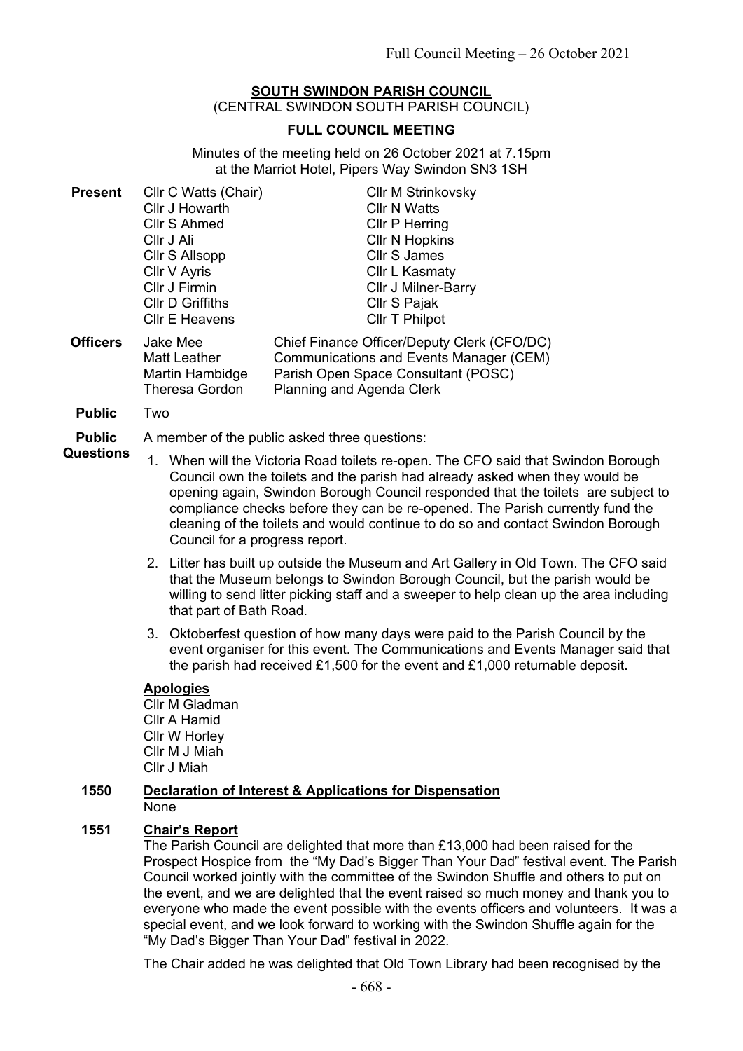**SOUTH SWINDON PARISH COUNCIL**
(CENTRAL SWINDON SOUTH PARISH COUNCIL)

**FULL COUNCIL MEETING**

Minutes of the meeting held on 26 October 2021 at 7.15pm at the Marriot Hotel, Pipers Way Swindon SN3 1SH

**Present**

| | |
|---|---|
| Cllr C Watts (Chair) | Cllr M Strinkovsky |
| Cllr J Howarth | Cllr N Watts |
| Cllr S Ahmed | Cllr P Herring |
| Cllr J Ali | Cllr N Hopkins |
| Cllr S Allsopp | Cllr S James |
| Cllr V Ayris | Cllr L Kasmaty |
| Cllr J Firmin | Cllr J Milner-Barry |
| Cllr D Griffiths | Cllr S Pajak |
| Cllr E Heavens | Cllr T Philpot |

**Officers**

| | |
|---|---|
| Jake Mee | Chief Finance Officer/Deputy Clerk (CFO/DC) |
| Matt Leather | Communications and Events Manager (CEM) |
| Martin Hambidge | Parish Open Space Consultant (POSC) |
| Theresa Gordon | Planning and Agenda Clerk |

**Public** Two

**Public Questions**

A member of the public asked three questions:

1. When will the Victoria Road toilets re-open. The CFO said that Swindon Borough Council own the toilets and the parish had already asked when they would be opening again, Swindon Borough Council responded that the toilets are subject to compliance checks before they can be re-opened. The Parish currently fund the cleaning of the toilets and would continue to do so and contact Swindon Borough Council for a progress report.
2. Litter has built up outside the Museum and Art Gallery in Old Town. The CFO said that the Museum belongs to Swindon Borough Council, but the parish would be willing to send litter picking staff and a sweeper to help clean up the area including that part of Bath Road.
3. Oktoberfest question of how many days were paid to the Parish Council by the event organiser for this event. The Communications and Events Manager said that the parish had received £1,500 for the event and £1,000 returnable deposit.

**Apologies**

Cllr M Gladman
Cllr A Hamid
Cllr W Horley
Cllr M J Miah
Cllr J Miah

## 1550 Declaration of Interest & Applications for Dispensation

None

## 1551 Chair's Report

The Parish Council are delighted that more than £13,000 had been raised for the Prospect Hospice from the "My Dad's Bigger Than Your Dad" festival event. The Parish Council worked jointly with the committee of the Swindon Shuffle and others to put on the event, and we are delighted that the event raised so much money and thank you to everyone who made the event possible with the events officers and volunteers. It was a special event, and we look forward to working with the Swindon Shuffle again for the "My Dad's Bigger Than Your Dad" festival in 2022.

The Chair added he was delighted that Old Town Library had been recognised by the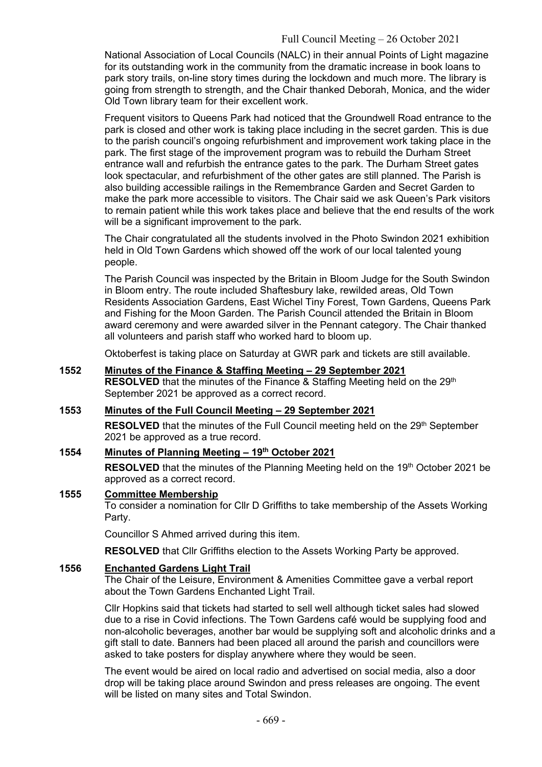National Association of Local Councils (NALC) in their annual Points of Light magazine for its outstanding work in the community from the dramatic increase in book loans to park story trails, on-line story times during the lockdown and much more. The library is going from strength to strength, and the Chair thanked Deborah, Monica, and the wider Old Town library team for their excellent work.

Frequent visitors to Queens Park had noticed that the Groundwell Road entrance to the park is closed and other work is taking place including in the secret garden. This is due to the parish council's ongoing refurbishment and improvement work taking place in the park. The first stage of the improvement program was to rebuild the Durham Street entrance wall and refurbish the entrance gates to the park. The Durham Street gates look spectacular, and refurbishment of the other gates are still planned. The Parish is also building accessible railings in the Remembrance Garden and Secret Garden to make the park more accessible to visitors. The Chair said we ask Queen's Park visitors to remain patient while this work takes place and believe that the end results of the work will be a significant improvement to the park.

The Chair congratulated all the students involved in the Photo Swindon 2021 exhibition held in Old Town Gardens which showed off the work of our local talented young people.

The Parish Council was inspected by the Britain in Bloom Judge for the South Swindon in Bloom entry. The route included Shaftesbury lake, rewilded areas, Old Town Residents Association Gardens, East Wichel Tiny Forest, Town Gardens, Queens Park and Fishing for the Moon Garden. The Parish Council attended the Britain in Bloom award ceremony and were awarded silver in the Pennant category. The Chair thanked all volunteers and parish staff who worked hard to bloom up.

Oktoberfest is taking place on Saturday at GWR park and tickets are still available.

**1552 Minutes of the Finance & Staffing Meeting – 29 September 2021**

**RESOLVED** that the minutes of the Finance & Staffing Meeting held on the 29th September 2021 be approved as a correct record.

**1553 Minutes of the Full Council Meeting – 29 September 2021**

**RESOLVED** that the minutes of the Full Council meeting held on the 29th September 2021 be approved as a true record.

**1554 Minutes of Planning Meeting – 19th October 2021**

**RESOLVED** that the minutes of the Planning Meeting held on the 19th October 2021 be approved as a correct record.

**1555 Committee Membership**

To consider a nomination for Cllr D Griffiths to take membership of the Assets Working Party.

Councillor S Ahmed arrived during this item.

**RESOLVED** that Cllr Griffiths election to the Assets Working Party be approved.

**1556 Enchanted Gardens Light Trail**

The Chair of the Leisure, Environment & Amenities Committee gave a verbal report about the Town Gardens Enchanted Light Trail.

Cllr Hopkins said that tickets had started to sell well although ticket sales had slowed due to a rise in Covid infections. The Town Gardens café would be supplying food and non-alcoholic beverages, another bar would be supplying soft and alcoholic drinks and a gift stall to date. Banners had been placed all around the parish and councillors were asked to take posters for display anywhere where they would be seen.

The event would be aired on local radio and advertised on social media, also a door drop will be taking place around Swindon and press releases are ongoing. The event will be listed on many sites and Total Swindon.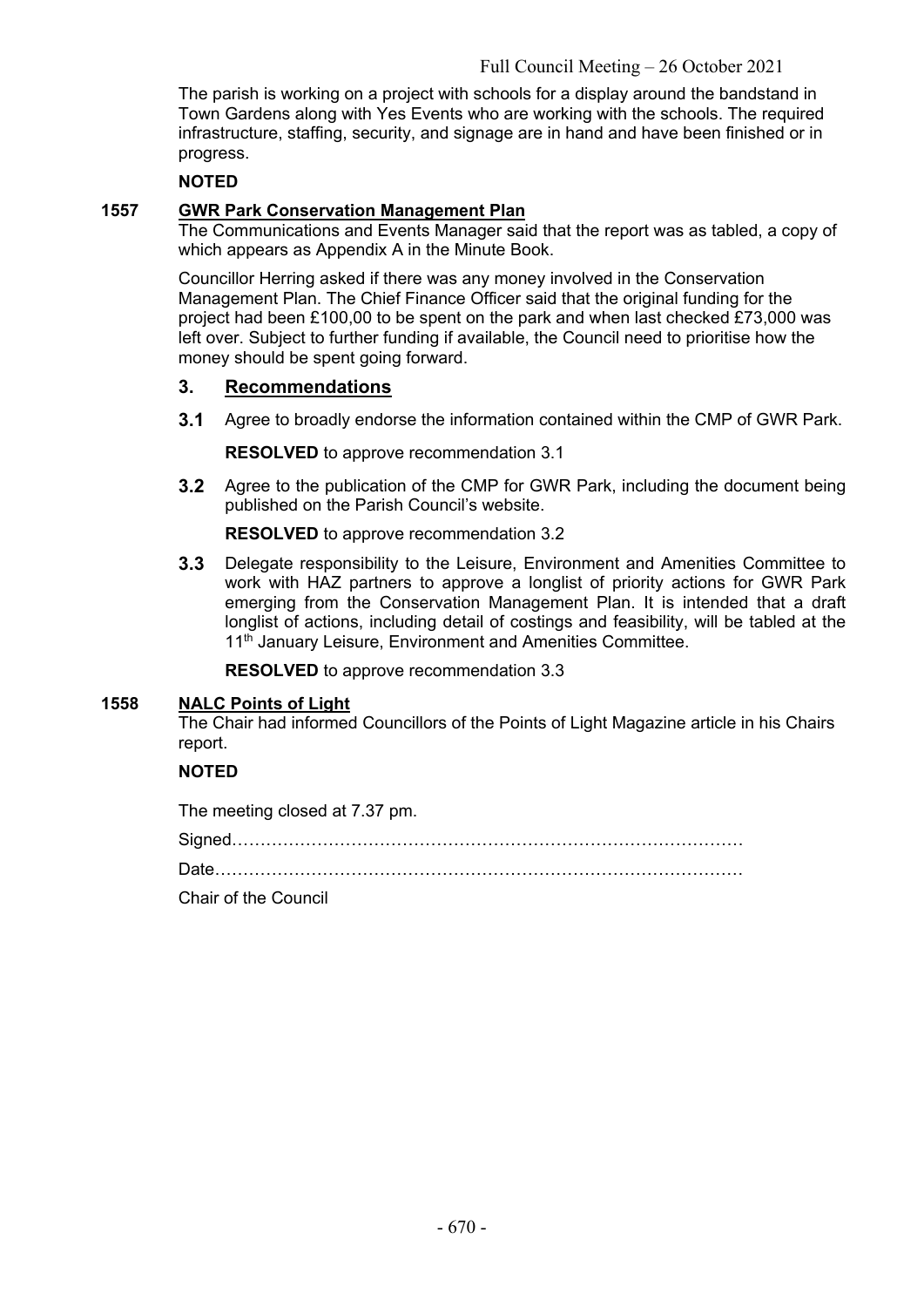The parish is working on a project with schools for a display around the bandstand in Town Gardens along with Yes Events who are working with the schools. The required infrastructure, staffing, security, and signage are in hand and have been finished or in progress.

**NOTED**

**1557 GWR Park Conservation Management Plan**

The Communications and Events Manager said that the report was as tabled, a copy of which appears as Appendix A in the Minute Book.

Councillor Herring asked if there was any money involved in the Conservation Management Plan. The Chief Finance Officer said that the original funding for the project had been £100,00 to be spent on the park and when last checked £73,000 was left over. Subject to further funding if available, the Council need to prioritise how the money should be spent going forward.

## 3. Recommendations

**3.1** Agree to broadly endorse the information contained within the CMP of GWR Park.

**RESOLVED** to approve recommendation 3.1

**3.2** Agree to the publication of the CMP for GWR Park, including the document being published on the Parish Council's website.

**RESOLVED** to approve recommendation 3.2

**3.3** Delegate responsibility to the Leisure, Environment and Amenities Committee to work with HAZ partners to approve a longlist of priority actions for GWR Park emerging from the Conservation Management Plan. It is intended that a draft longlist of actions, including detail of costings and feasibility, will be tabled at the 11th January Leisure, Environment and Amenities Committee.

**RESOLVED** to approve recommendation 3.3

**1558 NALC Points of Light**

The Chair had informed Councillors of the Points of Light Magazine article in his Chairs report.

**NOTED**

The meeting closed at 7.37 pm.

Signed………………………………………………………………………………

Date…………………………………………………………………………………

Chair of the Council